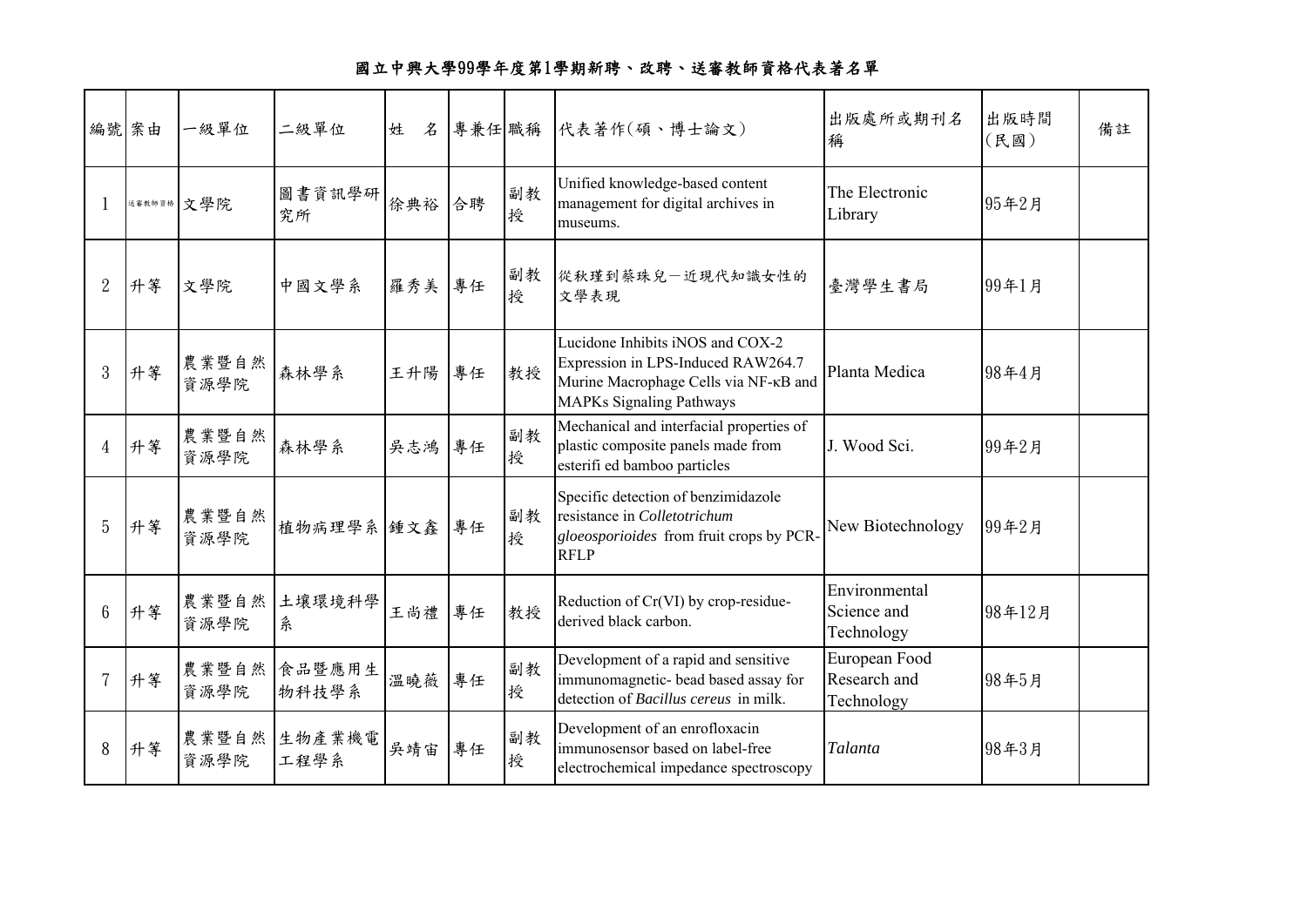# 國立中興大學99學年度第1學期新聘、改聘、送審教師資格代表著名單

| 編號 | 案由 | 一級單位 | 二級單位 | 姓　名 | 專兼任 | 職稱 | 代表著作(碩、博士論文) | 出版處所或期刊名稱 | 出版時間(民國) | 備註 |
|---|---|---|---|---|---|---|---|---|---|---|
| 1 | 送審教師資格 | 文學院 | 圖書資訊學研究所 | 徐典裕 | 合聘 | 副教授 | Unified knowledge-based content management for digital archives in museums. | The Electronic Library | 95年2月 | |
| 2 | 升等 | 文學院 | 中國文學系 | 羅秀美 | 專任 | 副教授 | 從秋瑾到蔡珠兒－近現代知識女性的文學表現 | 臺灣學生書局 | 99年1月 | |
| 3 | 升等 | 農業暨自然資源學院 | 森林學系 | 王升陽 | 專任 | 教授 | Lucidone Inhibits iNOS and COX-2 Expression in LPS-Induced RAW264.7 Murine Macrophage Cells via NF-κB and MAPKs Signaling Pathways | Planta Medica | 98年4月 | |
| 4 | 升等 | 農業暨自然資源學院 | 森林學系 | 吳志鴻 | 專任 | 副教授 | Mechanical and interfacial properties of plastic composite panels made from esterifi ed bamboo particles | J. Wood Sci. | 99年2月 | |
| 5 | 升等 | 農業暨自然資源學院 | 植物病理學系 | 鍾文鑫 | 專任 | 副教授 | Specific detection of benzimidazole resistance in *Colletotrichum gloeosporioides* from fruit crops by PCR-RFLP | New Biotechnology | 99年2月 | |
| 6 | 升等 | 農業暨自然資源學院 | 土壤環境科學系 | 王尚禮 | 專任 | 教授 | Reduction of Cr(VI) by crop-residue-derived black carbon. | Environmental Science and Technology | 98年12月 | |
| 7 | 升等 | 農業暨自然資源學院 | 食品暨應用生物科技學系 | 溫曉薇 | 專任 | 副教授 | Development of a rapid and sensitive immunomagnetic- bead based assay for detection of *Bacillus cereus* in milk. | European Food Research and Technology | 98年5月 | |
| 8 | 升等 | 農業暨自然資源學院 | 生物產業機電工程學系 | 吳靖宙 | 專任 | 副教授 | Development of an enrofloxacin immunosensor based on label-free electrochemical impedance spectroscopy | *Talanta* | 98年3月 | |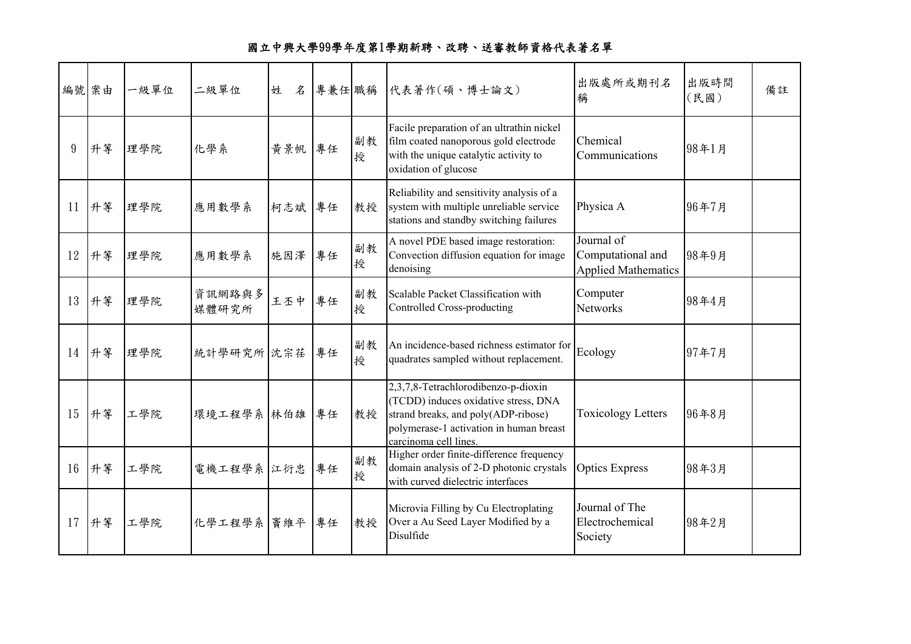# 國立中興大學99學年度第1學期新聘、改聘、送審教師資格代表著名單

| 編號 | 案由 | 一級單位 | 二級單位 | 姓　名 | 專兼任 | 職稱 | 代表著作(碩、博士論文) | 出版處所或期刊名稱 | 出版時間(民國) | 備註 |
|---|---|---|---|---|---|---|---|---|---|---|
| 9 | 升等 | 理學院 | 化學系 | 黃景帆 | 專任 | 副教授 | Facile preparation of an ultrathin nickel film coated nanoporous gold electrode with the unique catalytic activity to oxidation of glucose | Chemical Communications | 98年1月 | |
| 11 | 升等 | 理學院 | 應用數學系 | 柯志斌 | 專任 | 教授 | Reliability and sensitivity analysis of a system with multiple unreliable service stations and standby switching failures | Physica A | 96年7月 | |
| 12 | 升等 | 理學院 | 應用數學系 | 施因澤 | 專任 | 副教授 | A novel PDE based image restoration: Convection diffusion equation for image denoising | Journal of Computational and Applied Mathematics | 98年9月 | |
| 13 | 升等 | 理學院 | 資訊網路與多媒體研究所 | 王丕中 | 專任 | 副教授 | Scalable Packet Classification with Controlled Cross-producting | Computer Networks | 98年4月 | |
| 14 | 升等 | 理學院 | 統計學研究所 | 沈宗荏 | 專任 | 副教授 | An incidence-based richness estimator for quadrates sampled without replacement. | Ecology | 97年7月 | |
| 15 | 升等 | 工學院 | 環境工程學系 | 林伯雄 | 專任 | 教授 | 2,3,7,8-Tetrachlorodibenzo-p-dioxin (TCDD) induces oxidative stress, DNA strand breaks, and poly(ADP-ribose) polymerase-1 activation in human breast carcinoma cell lines. | Toxicology Letters | 96年8月 | |
| 16 | 升等 | 工學院 | 電機工程學系 | 江衍忠 | 專任 | 副教授 | Higher order finite-difference frequency domain analysis of 2-D photonic crystals with curved dielectric interfaces | Optics Express | 98年3月 | |
| 17 | 升等 | 工學院 | 化學工程學系 | 竇維平 | 專任 | 教授 | Microvia Filling by Cu Electroplating Over a Au Seed Layer Modified by a Disulfide | Journal of The Electrochemical Society | 98年2月 | |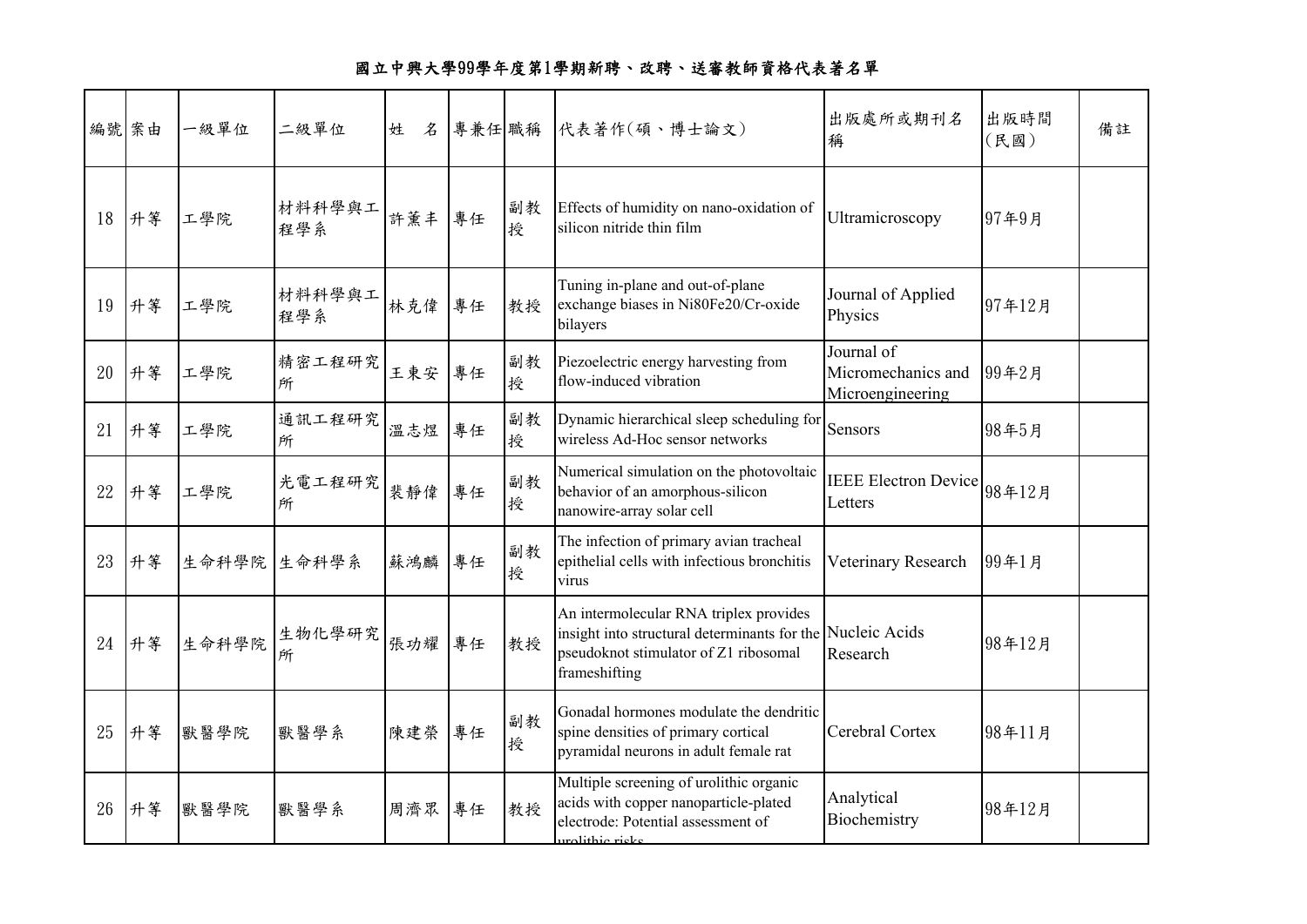# 國立中興大學99學年度第1學期新聘、改聘、送審教師資格代表著名單

| 編號 | 案由 | 一級單位 | 二級單位 | 姓　名 | 專兼任 | 職稱 | 代表著作(碩、博士論文) | 出版處所或期刊名稱 | 出版時間(民國) | 備註 |
|---|---|---|---|---|---|---|---|---|---|---|
| 18 | 升等 | 工學院 | 材料科學與工程學系 | 許薰丰 | 專任 | 副教授 | Effects of humidity on nano-oxidation of silicon nitride thin film | Ultramicroscopy | 97年9月 | |
| 19 | 升等 | 工學院 | 材料科學與工程學系 | 林克偉 | 專任 | 教授 | Tuning in-plane and out-of-plane exchange biases in Ni80Fe20/Cr-oxide bilayers | Journal of Applied Physics | 97年12月 | |
| 20 | 升等 | 工學院 | 精密工程研究所 | 王東安 | 專任 | 副教授 | Piezoelectric energy harvesting from flow-induced vibration | Journal of Micromechanics and Microengineering | 99年2月 | |
| 21 | 升等 | 工學院 | 通訊工程研究所 | 溫志煜 | 專任 | 副教授 | Dynamic hierarchical sleep scheduling for wireless Ad-Hoc sensor networks | Sensors | 98年5月 | |
| 22 | 升等 | 工學院 | 光電工程研究所 | 裴靜偉 | 專任 | 副教授 | Numerical simulation on the photovoltaic behavior of an amorphous-silicon nanowire-array solar cell | IEEE Electron Device Letters | 98年12月 | |
| 23 | 升等 | 生命科學院 | 生命科學系 | 蘇鴻麟 | 專任 | 副教授 | The infection of primary avian tracheal epithelial cells with infectious bronchitis virus | Veterinary Research | 99年1月 | |
| 24 | 升等 | 生命科學院 | 生物化學研究所 | 張功耀 | 專任 | 教授 | An intermolecular RNA triplex provides insight into structural determinants for the pseudoknot stimulator of Z1 ribosomal frameshifting | Nucleic Acids Research | 98年12月 | |
| 25 | 升等 | 獸醫學院 | 獸醫學系 | 陳建榮 | 專任 | 副教授 | Gonadal hormones modulate the dendritic spine densities of primary cortical pyramidal neurons in adult female rat | Cerebral Cortex | 98年11月 | |
| 26 | 升等 | 獸醫學院 | 獸醫學系 | 周濟眾 | 專任 | 教授 | Multiple screening of urolithic organic acids with copper nanoparticle-plated electrode: Potential assessment of urolithic risks | Analytical Biochemistry | 98年12月 | |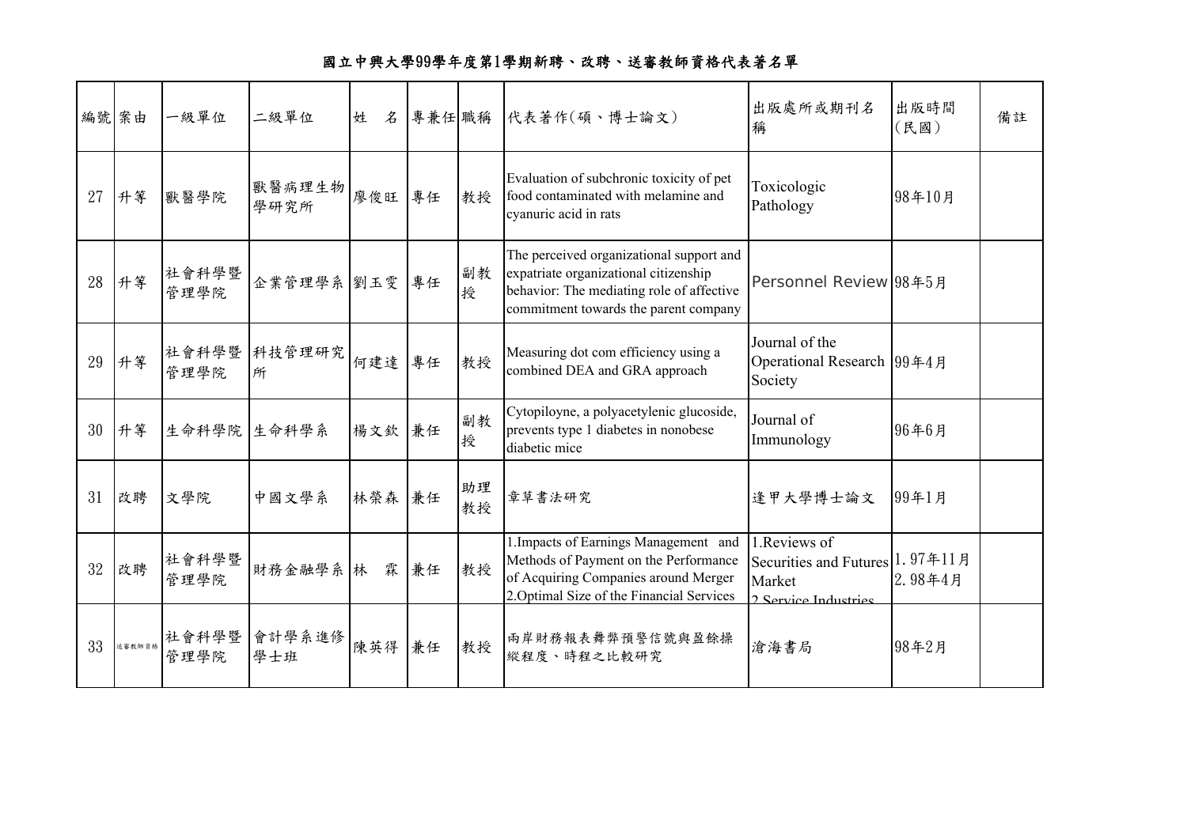# 國立中興大學99學年度第1學期新聘、改聘、送審教師資格代表著名單

| 編號 | 案由 | 一級單位 | 二級單位 | 姓　名 | 專兼任 | 職稱 | 代表著作(碩、博士論文) | 出版處所或期刊名稱 | 出版時間(民國) | 備註 |
|---|---|---|---|---|---|---|---|---|---|---|
| 27 | 升等 | 獸醫學院 | 獸醫病理生物學研究所 | 廖俊旺 | 專任 | 教授 | Evaluation of subchronic toxicity of pet food contaminated with melamine and cyanuric acid in rats | Toxicologic Pathology | 98年10月 | |
| 28 | 升等 | 社會科學暨管理學院 | 企業管理學系 | 劉玉雯 | 專任 | 副教授 | The perceived organizational support and expatriate organizational citizenship behavior: The mediating role of affective commitment towards the parent company | Personnel Review | 98年5月 | |
| 29 | 升等 | 社會科學暨管理學院 | 科技管理研究所 | 何建達 | 專任 | 教授 | Measuring dot com efficiency using a combined DEA and GRA approach | Journal of the Operational Research Society | 99年4月 | |
| 30 | 升等 | 生命科學院 | 生命科學系 | 楊文欽 | 兼任 | 副教授 | Cytopiloyne, a polyacetylenic glucoside, prevents type 1 diabetes in nonobese diabetic mice | Journal of Immunology | 96年6月 | |
| 31 | 改聘 | 文學院 | 中國文學系 | 林榮森 | 兼任 | 助理教授 | 章草書法研究 | 逢甲大學博士論文 | 99年1月 | |
| 32 | 改聘 | 社會科學暨管理學院 | 財務金融學系 | 林　霖 | 兼任 | 教授 | 1.Impacts of Earnings Management and Methods of Payment on the Performance of Acquiring Companies around Merger 2.Optimal Size of the Financial Services | 1.Reviews of Securities and Futures Market 2.Service Industries | 1. 97年11月 2. 98年4月 | |
| 33 | 送審教師資格 | 社會科學暨管理學院 | 會計學系進修學士班 | 陳英得 | 兼任 | 教授 | 兩岸財務報表舞弊預警信號與盈餘操縱程度、時程之比較研究 | 滄海書局 | 98年2月 | |